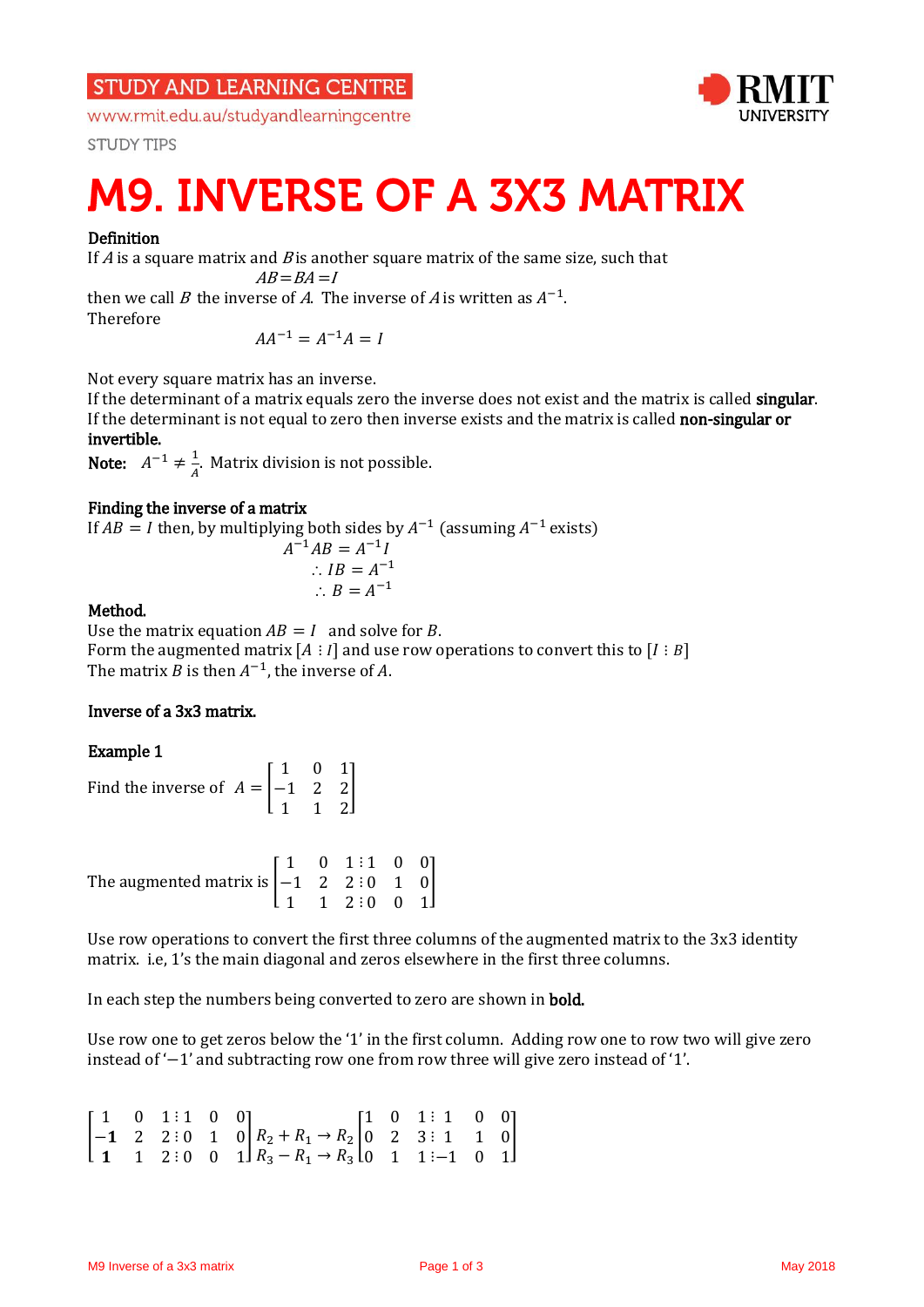STUDY AND LEARNING CENTRE

www.rmit.edu.au/studyandlearningcentre

STUDY TIPS

# M9. INVERSE OF A 3X3 MATRIX

**Definition**

If $A$ is a square matrix and $B$ is another square matrix of the same size, such that

$$AB = BA = I$$

then we call $B$ the inverse of $A$. The inverse of $A$ is written as $A^{-1}$.

Therefore

$$AA^{-1} = A^{-1}A = I$$

Not every square matrix has an inverse.

If the determinant of a matrix equals zero the inverse does not exist and the matrix is called **singular**.

If the determinant is not equal to zero then inverse exists and the matrix is called **non-singular or invertible.**

**Note:** $A^{-1} \neq \frac{1}{A}$. Matrix division is not possible.

**Finding the inverse of a matrix**

If $AB = I$ then, by multiplying both sides by $A^{-1}$ (assuming $A^{-1}$ exists)

$$A^{-1}AB = A^{-1}I$$

$$\therefore IB = A^{-1}$$

$$\therefore B = A^{-1}$$

**Method.**

Use the matrix equation $AB = I$ and solve for $B$.

Form the augmented matrix $[A \,\vdots\, I]$ and use row operations to convert this to $[I \,\vdots\, B]$

The matrix $B$ is then $A^{-1}$, the inverse of $A$.

**Inverse of a 3x3 matrix.**

**Example 1**

Find the inverse of $A = \begin{bmatrix} 1 & 0 & 1 \\ -1 & 2 & 2 \\ 1 & 1 & 2 \end{bmatrix}$

The augmented matrix is $\left[\begin{array}{ccc|ccc} 1 & 0 & 1 & 1 & 0 & 0 \\ -1 & 2 & 2 & 0 & 1 & 0 \\ 1 & 1 & 2 & 0 & 0 & 1 \end{array}\right]$

Use row operations to convert the first three columns of the augmented matrix to the 3x3 identity matrix. i.e, 1's the main diagonal and zeros elsewhere in the first three columns.

In each step the numbers being converted to zero are shown in **bold.**

Use row one to get zeros below the '1' in the first column. Adding row one to row two will give zero instead of '$-1$' and subtracting row one from row three will give zero instead of '1'.

$$\left[\begin{array}{ccc|ccc} 1 & 0 & 1 & 1 & 0 & 0 \\ \mathbf{-1} & 2 & 2 & 0 & 1 & 0 \\ \mathbf{1} & 1 & 2 & 0 & 0 & 1 \end{array}\right] \begin{array}{l} \\ R_2 + R_1 \rightarrow R_2 \\ R_3 - R_1 \rightarrow R_3 \end{array} \left[\begin{array}{ccc|ccc} 1 & 0 & 1 & 1 & 0 & 0 \\ 0 & 2 & 3 & 1 & 1 & 0 \\ 0 & 1 & 1 & -1 & 0 & 1 \end{array}\right]$$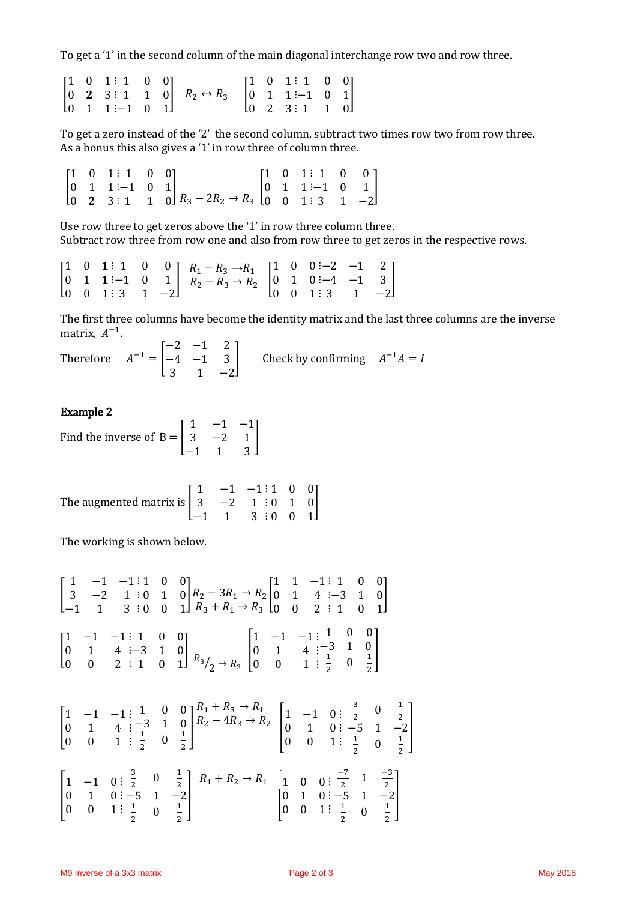To get a '1' in the second column of the main diagonal interchange row two and row three.

$$\left[\begin{array}{ccc|ccc} 1 & 0 & 1 & 1 & 0 & 0 \\ 0 & \mathbf{2} & 3 & 1 & 1 & 0 \\ 0 & 1 & 1 & -1 & 0 & 1 \end{array}\right] \quad R_2 \leftrightarrow R_3 \quad \left[\begin{array}{ccc|ccc} 1 & 0 & 1 & 1 & 0 & 0 \\ 0 & 1 & 1 & -1 & 0 & 1 \\ 0 & 2 & 3 & 1 & 1 & 0 \end{array}\right]$$

To get a zero instead of the '2' the second column, subtract two times row two from row three. As a bonus this also gives a '1' in row three of column three.

$$\left[\begin{array}{ccc|ccc} 1 & 0 & 1 & 1 & 0 & 0 \\ 0 & 1 & 1 & -1 & 0 & 1 \\ 0 & \mathbf{2} & 3 & 1 & 1 & 0 \end{array}\right] R_3 - 2R_2 \to R_3 \left[\begin{array}{ccc|ccc} 1 & 0 & 1 & 1 & 0 & 0 \\ 0 & 1 & 1 & -1 & 0 & 1 \\ 0 & 0 & 1 & 3 & 1 & -2 \end{array}\right]$$

Use row three to get zeros above the '1' in row three column three.
Subtract row three from row one and also from row three to get zeros in the respective rows.

$$\left[\begin{array}{ccc|ccc} 1 & 0 & \mathbf{1} & 1 & 0 & 0 \\ 0 & 1 & \mathbf{1} & -1 & 0 & 1 \\ 0 & 0 & 1 & 3 & 1 & -2 \end{array}\right] \begin{array}{l} R_1 - R_3 \to R_1 \\ R_2 - R_3 \to R_2 \end{array} \left[\begin{array}{ccc|ccc} 1 & 0 & 0 & -2 & -1 & 2 \\ 0 & 1 & 0 & -4 & -1 & 3 \\ 0 & 0 & 1 & 3 & 1 & -2 \end{array}\right]$$

The first three columns have become the identity matrix and the last three columns are the inverse matrix, $A^{-1}$.

Therefore $A^{-1} = \begin{bmatrix} -2 & -1 & 2 \\ -4 & -1 & 3 \\ 3 & 1 & -2 \end{bmatrix}$ Check by confirming $A^{-1}A = I$

**Example 2**

Find the inverse of $B = \begin{bmatrix} 1 & -1 & -1 \\ 3 & -2 & 1 \\ -1 & 1 & 3 \end{bmatrix}$

The augmented matrix is $\left[\begin{array}{ccc|ccc} 1 & -1 & -1 & 1 & 0 & 0 \\ 3 & -2 & 1 & 0 & 1 & 0 \\ -1 & 1 & 3 & 0 & 0 & 1 \end{array}\right]$

The working is shown below.

$$\left[\begin{array}{ccc|ccc} 1 & -1 & -1 & 1 & 0 & 0 \\ 3 & -2 & 1 & 0 & 1 & 0 \\ -1 & 1 & 3 & 0 & 0 & 1 \end{array}\right] \begin{array}{l} R_2 - 3R_1 \to R_2 \\ R_3 + R_1 \to R_3 \end{array} \left[\begin{array}{ccc|ccc} 1 & 1 & -1 & 1 & 0 & 0 \\ 0 & 1 & 4 & -3 & 1 & 0 \\ 0 & 0 & 2 & 1 & 0 & 1 \end{array}\right]$$

$$\left[\begin{array}{ccc|ccc} 1 & -1 & -1 & 1 & 0 & 0 \\ 0 & 1 & 4 & -3 & 1 & 0 \\ 0 & 0 & 2 & 1 & 0 & 1 \end{array}\right] {R_3}/{2} \to R_3 \left[\begin{array}{ccc|ccc} 1 & -1 & -1 & 1 & 0 & 0 \\ 0 & 1 & 4 & -3 & 1 & 0 \\ 0 & 0 & 1 & \frac{1}{2} & 0 & \frac{1}{2} \end{array}\right]$$

$$\left[\begin{array}{ccc|ccc} 1 & -1 & -1 & 1 & 0 & 0 \\ 0 & 1 & 4 & -3 & 1 & 0 \\ 0 & 0 & 1 & \frac{1}{2} & 0 & \frac{1}{2} \end{array}\right] \begin{array}{l} R_1 + R_3 \to R_1 \\ R_2 - 4R_3 \to R_2 \end{array} \left[\begin{array}{ccc|ccc} 1 & -1 & 0 & \frac{3}{2} & 0 & \frac{1}{2} \\ 0 & 1 & 0 & -5 & 1 & -2 \\ 0 & 0 & 1 & \frac{1}{2} & 0 & \frac{1}{2} \end{array}\right]$$

$$\left[\begin{array}{ccc|ccc} 1 & -1 & 0 & \frac{3}{2} & 0 & \frac{1}{2} \\ 0 & 1 & 0 & -5 & 1 & -2 \\ 0 & 0 & 1 & \frac{1}{2} & 0 & \frac{1}{2} \end{array}\right] R_1 + R_2 \to R_1 \left[\begin{array}{ccc|ccc} 1 & 0 & 0 & \frac{-7}{2} & 1 & \frac{-3}{2} \\ 0 & 1 & 0 & -5 & 1 & -2 \\ 0 & 0 & 1 & \frac{1}{2} & 0 & \frac{1}{2} \end{array}\right]$$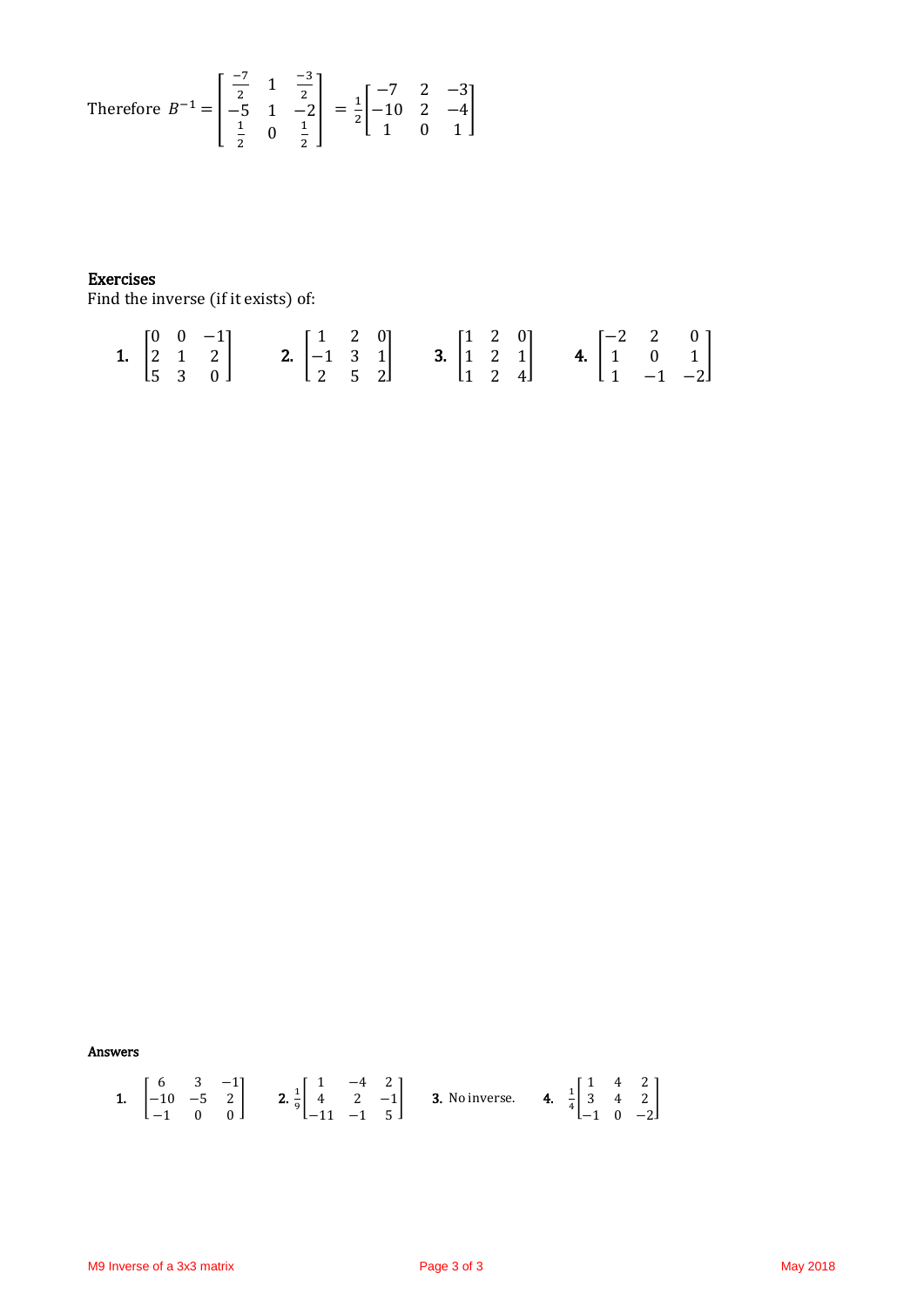Therefore $B^{-1} = \begin{bmatrix} \frac{-7}{2} & 1 & \frac{-3}{2} \\ -5 & 1 & -2 \\ \frac{1}{2} & 0 & \frac{1}{2} \end{bmatrix} = \frac{1}{2}\begin{bmatrix} -7 & 2 & -3 \\ -10 & 2 & -4 \\ 1 & 0 & 1 \end{bmatrix}$

**Exercises**

Find the inverse (if it exists) of:

**1.** $\begin{bmatrix} 0 & 0 & -1 \\ 2 & 1 & 2 \\ 5 & 3 & 0 \end{bmatrix}$ **2.** $\begin{bmatrix} 1 & 2 & 0 \\ -1 & 3 & 1 \\ 2 & 5 & 2 \end{bmatrix}$ **3.** $\begin{bmatrix} 1 & 2 & 0 \\ 1 & 2 & 1 \\ 1 & 2 & 4 \end{bmatrix}$ **4.** $\begin{bmatrix} -2 & 2 & 0 \\ 1 & 0 & 1 \\ 1 & -1 & -2 \end{bmatrix}$

**Answers**

**1.** $\begin{bmatrix} 6 & 3 & -1 \\ -10 & -5 & 2 \\ -1 & 0 & 0 \end{bmatrix}$ **2.** $\frac{1}{9}\begin{bmatrix} 1 & -4 & 2 \\ 4 & 2 & -1 \\ -11 & -1 & 5 \end{bmatrix}$ **3.** No inverse. **4.** $\frac{1}{4}\begin{bmatrix} 1 & 4 & 2 \\ 3 & 4 & 2 \\ -1 & 0 & -2 \end{bmatrix}$